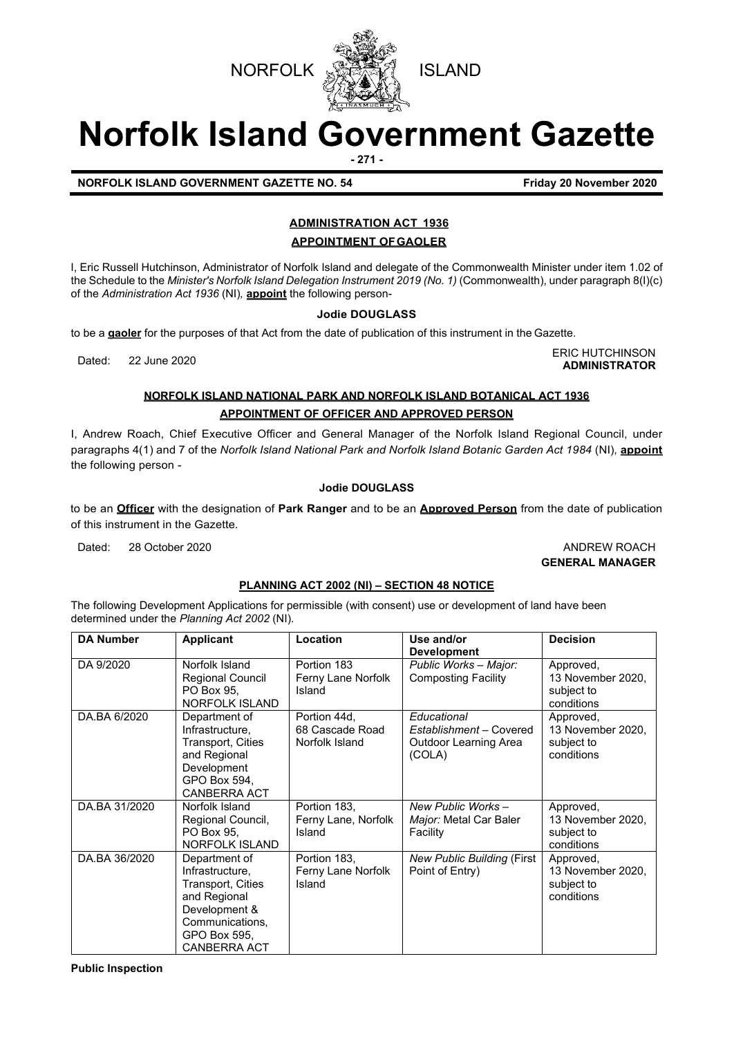NORFOLK ISLAND

# Norfolk Island Government Gazette

**NORFOLK ISLAND GOVERNMENT GAZETTE NO. 54** **Friday 20 November 2020**

## ADMINISTRATION ACT 1936

### APPOINTMENT OF GAOLER

I, Eric Russell Hutchinson, Administrator of Norfolk Island and delegate of the Commonwealth Minister under item 1.02 of the Schedule to the *Minister's Norfolk Island Delegation Instrument 2019 (No. 1)* (Commonwealth), under paragraph 8(l)(c) of the *Administration Act 1936* (NI), **appoint** the following person-

**Jodie DOUGLASS**

to be a **gaoler** for the purposes of that Act from the date of publication of this instrument in the Gazette.

Dated: 22 June 2020

ERIC HUTCHINSON
**ADMINISTRATOR**

## NORFOLK ISLAND NATIONAL PARK AND NORFOLK ISLAND BOTANICAL ACT 1936

### APPOINTMENT OF OFFICER AND APPROVED PERSON

I, Andrew Roach, Chief Executive Officer and General Manager of the Norfolk Island Regional Council, under paragraphs 4(1) and 7 of the *Norfolk Island National Park and Norfolk Island Botanic Garden Act 1984* (NI), **appoint** the following person -

**Jodie DOUGLASS**

to be an **Officer** with the designation of **Park Ranger** and to be an **Approved Person** from the date of publication of this instrument in the Gazette.

Dated: 28 October 2020

ANDREW ROACH
**GENERAL MANAGER**

## PLANNING ACT 2002 (NI) – SECTION 48 NOTICE

The following Development Applications for permissible (with consent) use or development of land have been determined under the *Planning Act 2002* (NI).

| DA Number | Applicant | Location | Use and/or Development | Decision |
|---|---|---|---|---|
| DA 9/2020 | Norfolk Island Regional Council PO Box 95, NORFOLK ISLAND | Portion 183 Ferny Lane Norfolk Island | *Public Works – Major:* Composting Facility | Approved, 13 November 2020, subject to conditions |
| DA.BA 6/2020 | Department of Infrastructure, Transport, Cities and Regional Development GPO Box 594, CANBERRA ACT | Portion 44d, 68 Cascade Road Norfolk Island | *Educational Establishment* – Covered Outdoor Learning Area (COLA) | Approved, 13 November 2020, subject to conditions |
| DA.BA 31/2020 | Norfolk Island Regional Council, PO Box 95, NORFOLK ISLAND | Portion 183, Ferny Lane, Norfolk Island | *New Public Works – Major:* Metal Car Baler Facility | Approved, 13 November 2020, subject to conditions |
| DA.BA 36/2020 | Department of Infrastructure, Transport, Cities and Regional Development & Communications, GPO Box 595, CANBERRA ACT | Portion 183, Ferny Lane Norfolk Island | *New Public Building* (First Point of Entry) | Approved, 13 November 2020, subject to conditions |

**Public Inspection**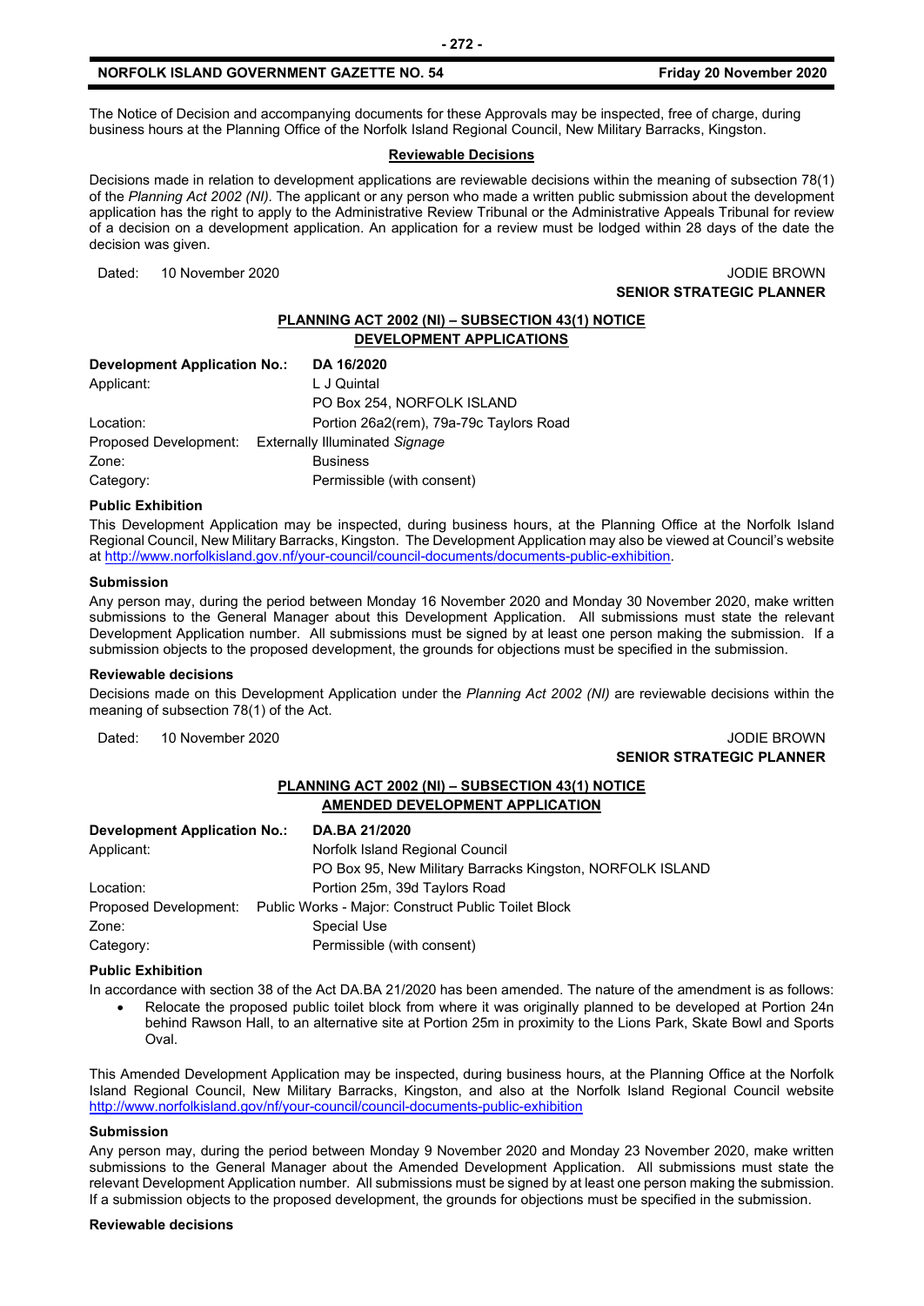The Notice of Decision and accompanying documents for these Approvals may be inspected, free of charge, during business hours at the Planning Office of the Norfolk Island Regional Council, New Military Barracks, Kingston.

**Reviewable Decisions**

Decisions made in relation to development applications are reviewable decisions within the meaning of subsection 78(1) of the *Planning Act 2002 (NI)*. The applicant or any person who made a written public submission about the development application has the right to apply to the Administrative Review Tribunal or the Administrative Appeals Tribunal for review of a decision on a development application. An application for a review must be lodged within 28 days of the date the decision was given.

Dated: 10 November 2020

JODIE BROWN
**SENIOR STRATEGIC PLANNER**

**PLANNING ACT 2002 (NI) – SUBSECTION 43(1) NOTICE**
**DEVELOPMENT APPLICATIONS**

| **Development Application No.:** | **DA 16/2020** |
|---|---|
| Applicant: | L J Quintal<br>PO Box 254, NORFOLK ISLAND |
| Location: | Portion 26a2(rem), 79a-79c Taylors Road |
| Proposed Development: | Externally Illuminated *Signage* |
| Zone: | Business |
| Category: | Permissible (with consent) |

**Public Exhibition**

This Development Application may be inspected, during business hours, at the Planning Office at the Norfolk Island Regional Council, New Military Barracks, Kingston. The Development Application may also be viewed at Council's website at http://www.norfolkisland.gov.nf/your-council/council-documents/documents-public-exhibition.

**Submission**

Any person may, during the period between Monday 16 November 2020 and Monday 30 November 2020, make written submissions to the General Manager about this Development Application. All submissions must state the relevant Development Application number. All submissions must be signed by at least one person making the submission. If a submission objects to the proposed development, the grounds for objections must be specified in the submission.

**Reviewable decisions**

Decisions made on this Development Application under the *Planning Act 2002 (NI)* are reviewable decisions within the meaning of subsection 78(1) of the Act.

Dated: 10 November 2020

JODIE BROWN
**SENIOR STRATEGIC PLANNER**

**PLANNING ACT 2002 (NI) – SUBSECTION 43(1) NOTICE**
**AMENDED DEVELOPMENT APPLICATION**

| **Development Application No.:** | **DA.BA 21/2020** |
|---|---|
| Applicant: | Norfolk Island Regional Council<br>PO Box 95, New Military Barracks Kingston, NORFOLK ISLAND |
| Location: | Portion 25m, 39d Taylors Road |
| Proposed Development: | Public Works - Major: Construct Public Toilet Block |
| Zone: | Special Use |
| Category: | Permissible (with consent) |

**Public Exhibition**

In accordance with section 38 of the Act DA.BA 21/2020 has been amended. The nature of the amendment is as follows:

- Relocate the proposed public toilet block from where it was originally planned to be developed at Portion 24n behind Rawson Hall, to an alternative site at Portion 25m in proximity to the Lions Park, Skate Bowl and Sports Oval.

This Amended Development Application may be inspected, during business hours, at the Planning Office at the Norfolk Island Regional Council, New Military Barracks, Kingston, and also at the Norfolk Island Regional Council website http://www.norfolkisland.gov/nf/your-council/council-documents-public-exhibition

**Submission**

Any person may, during the period between Monday 9 November 2020 and Monday 23 November 2020, make written submissions to the General Manager about the Amended Development Application. All submissions must state the relevant Development Application number. All submissions must be signed by at least one person making the submission. If a submission objects to the proposed development, the grounds for objections must be specified in the submission.

**Reviewable decisions**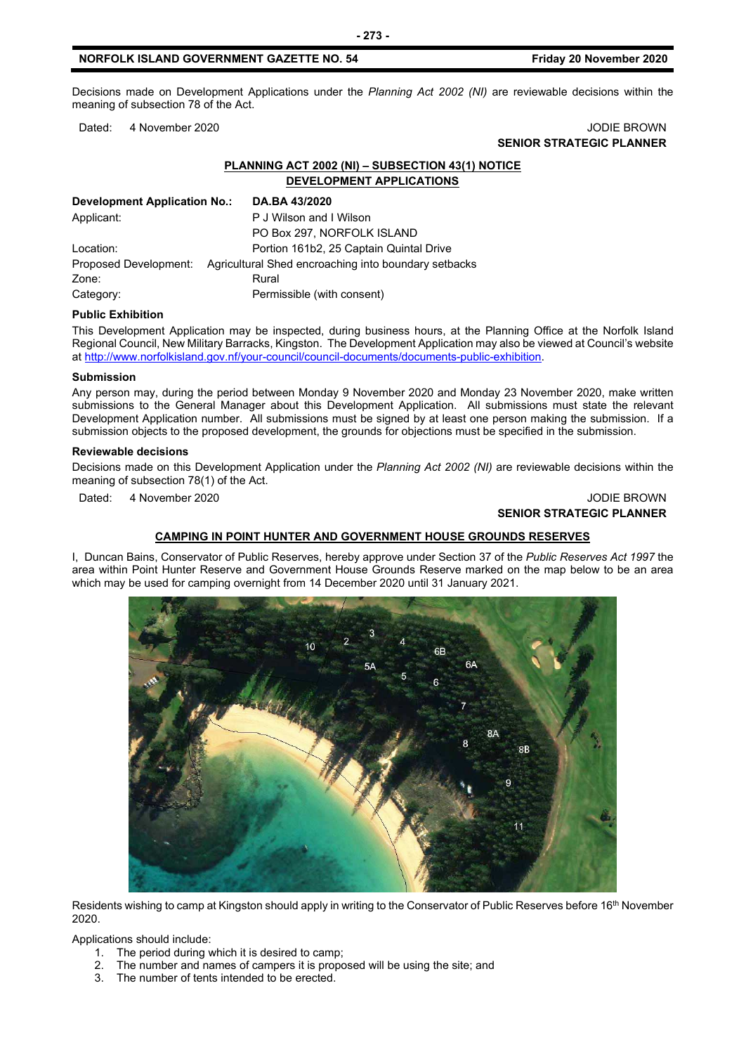Decisions made on Development Applications under the *Planning Act 2002 (NI)* are reviewable decisions within the meaning of subsection 78 of the Act.

Dated: 4 November 2020

JODIE BROWN
**SENIOR STRATEGIC PLANNER**

## PLANNING ACT 2002 (NI) – SUBSECTION 43(1) NOTICE
## DEVELOPMENT APPLICATIONS

| **Development Application No.:** | **DA.BA 43/2020** |
|---|---|
| Applicant: | P J Wilson and I Wilson<br>PO Box 297, NORFOLK ISLAND |
| Location: | Portion 161b2, 25 Captain Quintal Drive |
| Proposed Development: | Agricultural Shed encroaching into boundary setbacks |
| Zone: | Rural |
| Category: | Permissible (with consent) |

**Public Exhibition**

This Development Application may be inspected, during business hours, at the Planning Office at the Norfolk Island Regional Council, New Military Barracks, Kingston. The Development Application may also be viewed at Council's website at http://www.norfolkisland.gov.nf/your-council/council-documents/documents-public-exhibition.

**Submission**

Any person may, during the period between Monday 9 November 2020 and Monday 23 November 2020, make written submissions to the General Manager about this Development Application. All submissions must state the relevant Development Application number. All submissions must be signed by at least one person making the submission. If a submission objects to the proposed development, the grounds for objections must be specified in the submission.

**Reviewable decisions**

Decisions made on this Development Application under the *Planning Act 2002 (NI)* are reviewable decisions within the meaning of subsection 78(1) of the Act.

Dated: 4 November 2020

JODIE BROWN
**SENIOR STRATEGIC PLANNER**

## CAMPING IN POINT HUNTER AND GOVERNMENT HOUSE GROUNDS RESERVES

I, Duncan Bains, Conservator of Public Reserves, hereby approve under Section 37 of the *Public Reserves Act 1997* the area within Point Hunter Reserve and Government House Grounds Reserve marked on the map below to be an area which may be used for camping overnight from 14 December 2020 until 31 January 2021.

Residents wishing to camp at Kingston should apply in writing to the Conservator of Public Reserves before 16th November 2020.

Applications should include:

1. The period during which it is desired to camp;
2. The number and names of campers it is proposed will be using the site; and
3. The number of tents intended to be erected.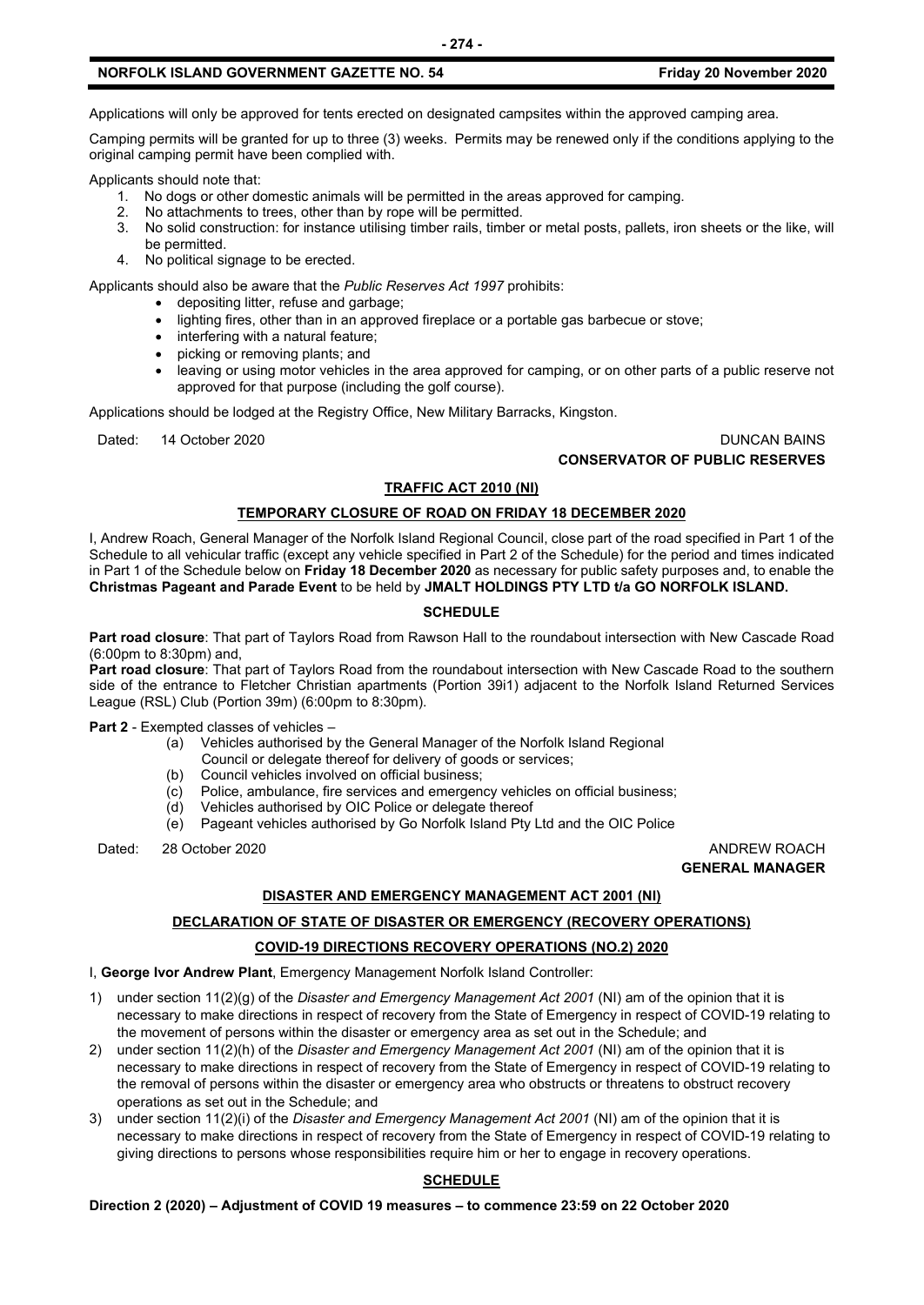Applications will only be approved for tents erected on designated campsites within the approved camping area.

Camping permits will be granted for up to three (3) weeks. Permits may be renewed only if the conditions applying to the original camping permit have been complied with.

Applicants should note that:

1. No dogs or other domestic animals will be permitted in the areas approved for camping.
2. No attachments to trees, other than by rope will be permitted.
3. No solid construction: for instance utilising timber rails, timber or metal posts, pallets, iron sheets or the like, will be permitted.
4. No political signage to be erected.

Applicants should also be aware that the *Public Reserves Act 1997* prohibits:

- depositing litter, refuse and garbage;
- lighting fires, other than in an approved fireplace or a portable gas barbecue or stove;
- interfering with a natural feature;
- picking or removing plants; and
- leaving or using motor vehicles in the area approved for camping, or on other parts of a public reserve not approved for that purpose (including the golf course).

Applications should be lodged at the Registry Office, New Military Barracks, Kingston.

Dated: 14 October 2020

DUNCAN BAINS
**CONSERVATOR OF PUBLIC RESERVES**

## TRAFFIC ACT 2010 (NI)

### TEMPORARY CLOSURE OF ROAD ON FRIDAY 18 DECEMBER 2020

I, Andrew Roach, General Manager of the Norfolk Island Regional Council, close part of the road specified in Part 1 of the Schedule to all vehicular traffic (except any vehicle specified in Part 2 of the Schedule) for the period and times indicated in Part 1 of the Schedule below on **Friday 18 December 2020** as necessary for public safety purposes and, to enable the **Christmas Pageant and Parade Event** to be held by **JMALT HOLDINGS PTY LTD t/a GO NORFOLK ISLAND.**

### SCHEDULE

**Part road closure**: That part of Taylors Road from Rawson Hall to the roundabout intersection with New Cascade Road (6:00pm to 8:30pm) and,

**Part road closure**: That part of Taylors Road from the roundabout intersection with New Cascade Road to the southern side of the entrance to Fletcher Christian apartments (Portion 39i1) adjacent to the Norfolk Island Returned Services League (RSL) Club (Portion 39m) (6:00pm to 8:30pm).

**Part 2** - Exempted classes of vehicles –

(a) Vehicles authorised by the General Manager of the Norfolk Island Regional Council or delegate thereof for delivery of goods or services;
(b) Council vehicles involved on official business;
(c) Police, ambulance, fire services and emergency vehicles on official business;
(d) Vehicles authorised by OIC Police or delegate thereof
(e) Pageant vehicles authorised by Go Norfolk Island Pty Ltd and the OIC Police

Dated: 28 October 2020

ANDREW ROACH
**GENERAL MANAGER**

## DISASTER AND EMERGENCY MANAGEMENT ACT 2001 (NI)

### DECLARATION OF STATE OF DISASTER OR EMERGENCY (RECOVERY OPERATIONS)

### COVID-19 DIRECTIONS RECOVERY OPERATIONS (NO.2) 2020

I, **George Ivor Andrew Plant**, Emergency Management Norfolk Island Controller:

1) under section 11(2)(g) of the *Disaster and Emergency Management Act 2001* (NI) am of the opinion that it is necessary to make directions in respect of recovery from the State of Emergency in respect of COVID-19 relating to the movement of persons within the disaster or emergency area as set out in the Schedule; and
2) under section 11(2)(h) of the *Disaster and Emergency Management Act 2001* (NI) am of the opinion that it is necessary to make directions in respect of recovery from the State of Emergency in respect of COVID-19 relating to the removal of persons within the disaster or emergency area who obstructs or threatens to obstruct recovery operations as set out in the Schedule; and
3) under section 11(2)(i) of the *Disaster and Emergency Management Act 2001* (NI) am of the opinion that it is necessary to make directions in respect of recovery from the State of Emergency in respect of COVID-19 relating to giving directions to persons whose responsibilities require him or her to engage in recovery operations.

### SCHEDULE

**Direction 2 (2020) – Adjustment of COVID 19 measures – to commence 23:59 on 22 October 2020**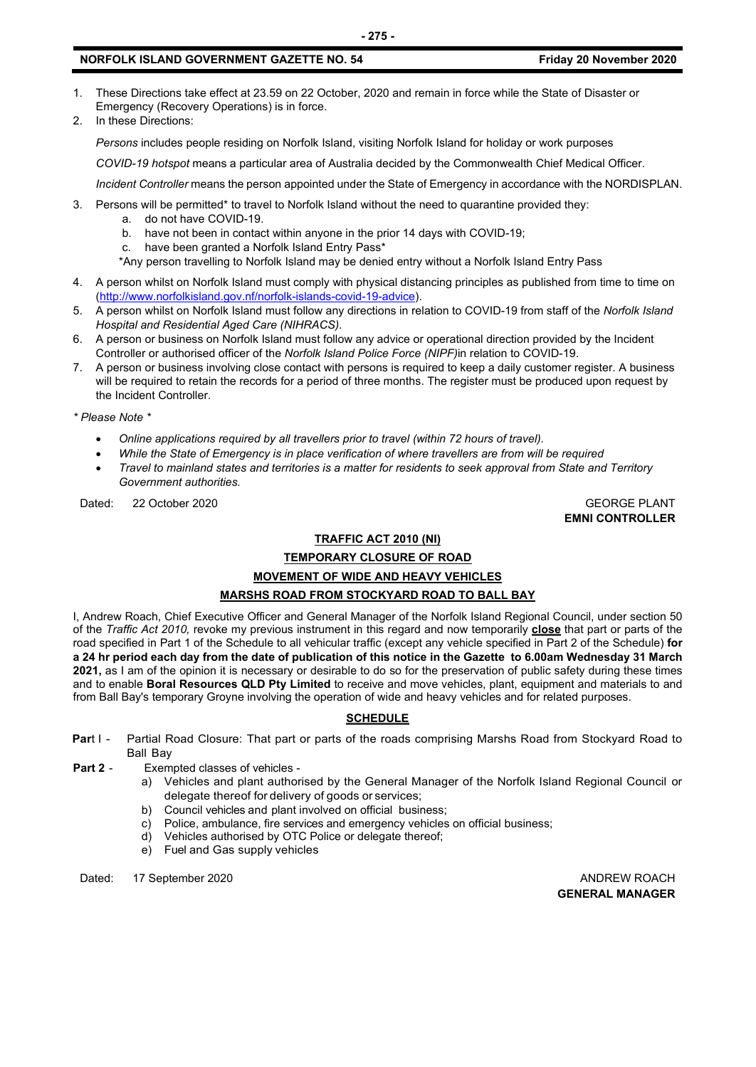1. These Directions take effect at 23.59 on 22 October, 2020 and remain in force while the State of Disaster or Emergency (Recovery Operations) is in force.
2. In these Directions:

   *Persons* includes people residing on Norfolk Island, visiting Norfolk Island for holiday or work purposes

   *COVID-19 hotspot* means a particular area of Australia decided by the Commonwealth Chief Medical Officer.

   *Incident Controller* means the person appointed under the State of Emergency in accordance with the NORDISPLAN.

3. Persons will be permitted* to travel to Norfolk Island without the need to quarantine provided they:
   a. do not have COVID-19.
   b. have not been in contact within anyone in the prior 14 days with COVID-19;
   c. have been granted a Norfolk Island Entry Pass*

   *Any person travelling to Norfolk Island may be denied entry without a Norfolk Island Entry Pass

4. A person whilst on Norfolk Island must comply with physical distancing principles as published from time to time on (http://www.norfolkisland.gov.nf/norfolk-islands-covid-19-advice).
5. A person whilst on Norfolk Island must follow any directions in relation to COVID-19 from staff of the *Norfolk Island Hospital and Residential Aged Care (NIHRACS).*
6. A person or business on Norfolk Island must follow any advice or operational direction provided by the Incident Controller or authorised officer of the *Norfolk Island Police Force (NIPF)*in relation to COVID-19.
7. A person or business involving close contact with persons is required to keep a daily customer register. A business will be required to retain the records for a period of three months. The register must be produced upon request by the Incident Controller.

*\* Please Note \**

- *Online applications required by all travellers prior to travel (within 72 hours of travel).*
- *While the State of Emergency is in place verification of where travellers are from will be required*
- *Travel to mainland states and territories is a matter for residents to seek approval from State and Territory Government authorities.*

Dated: 22 October 2020

GEORGE PLANT
**EMNI CONTROLLER**

## TRAFFIC ACT 2010 (NI)

## TEMPORARY CLOSURE OF ROAD

## MOVEMENT OF WIDE AND HEAVY VEHICLES

## MARSHS ROAD FROM STOCKYARD ROAD TO BALL BAY

I, Andrew Roach, Chief Executive Officer and General Manager of the Norfolk Island Regional Council, under section 50 of the *Traffic Act 2010,* revoke my previous instrument in this regard and now temporarily **close** that part or parts of the road specified in Part 1 of the Schedule to all vehicular traffic (except any vehicle specified in Part 2 of the Schedule) **for a 24 hr period each day from the date of publication of this notice in the Gazette to 6.00am Wednesday 31 March 2021,** as I am of the opinion it is necessary or desirable to do so for the preservation of public safety during these times and to enable **Boral Resources QLD Pty Limited** to receive and move vehicles, plant, equipment and materials to and from Ball Bay's temporary Groyne involving the operation of wide and heavy vehicles and for related purposes.

### SCHEDULE

**Part I** - Partial Road Closure: That part or parts of the roads comprising Marshs Road from Stockyard Road to Ball Bay

**Part 2** - Exempted classes of vehicles -

a) Vehicles and plant authorised by the General Manager of the Norfolk Island Regional Council or delegate thereof for delivery of goods or services;
b) Council vehicles and plant involved on official business;
c) Police, ambulance, fire services and emergency vehicles on official business;
d) Vehicles authorised by OTC Police or delegate thereof;
e) Fuel and Gas supply vehicles

Dated: 17 September 2020

ANDREW ROACH
**GENERAL MANAGER**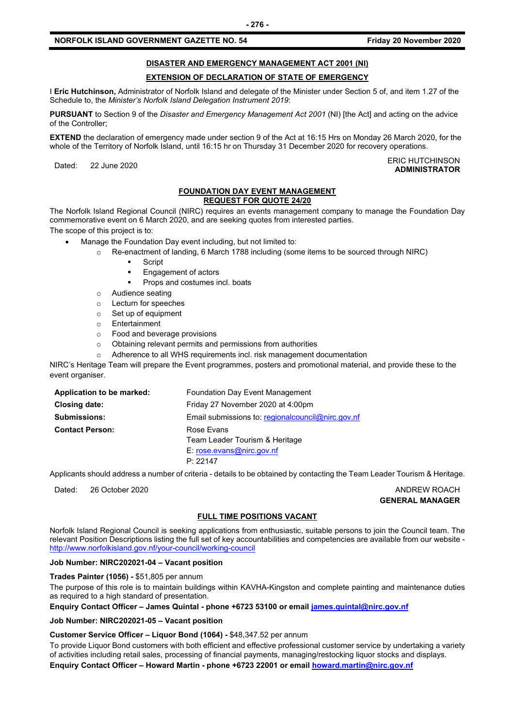## DISASTER AND EMERGENCY MANAGEMENT ACT 2001 (NI)

## EXTENSION OF DECLARATION OF STATE OF EMERGENCY

I **Eric Hutchinson,** Administrator of Norfolk Island and delegate of the Minister under Section 5 of, and item 1.27 of the Schedule to, the *Minister's Norfolk Island Delegation Instrument 2019*:

**PURSUANT** to Section 9 of the *Disaster and Emergency Management Act 2001* (NI) [the Act] and acting on the advice of the Controller;

**EXTEND** the declaration of emergency made under section 9 of the Act at 16:15 Hrs on Monday 26 March 2020, for the whole of the Territory of Norfolk Island, until 16:15 hr on Thursday 31 December 2020 for recovery operations.

Dated: 22 June 2020

ERIC HUTCHINSON
**ADMINISTRATOR**

## FOUNDATION DAY EVENT MANAGEMENT
## REQUEST FOR QUOTE 24/20

The Norfolk Island Regional Council (NIRC) requires an events management company to manage the Foundation Day commemorative event on 6 March 2020, and are seeking quotes from interested parties.

The scope of this project is to:

- Manage the Foundation Day event including, but not limited to:
  - Re-enactment of landing, 6 March 1788 including (some items to be sourced through NIRC)
    - Script
    - Engagement of actors
    - Props and costumes incl. boats
  - Audience seating
  - Lecturn for speeches
  - Set up of equipment
  - Entertainment
  - Food and beverage provisions
  - Obtaining relevant permits and permissions from authorities
  - Adherence to all WHS requirements incl. risk management documentation

NIRC's Heritage Team will prepare the Event programmes, posters and promotional material, and provide these to the event organiser.

| | |
|---|---|
| **Application to be marked:** | Foundation Day Event Management |
| **Closing date:** | Friday 27 November 2020 at 4:00pm |
| **Submissions:** | Email submissions to: regionalcouncil@nirc.gov.nf |
| **Contact Person:** | Rose Evans<br>Team Leader Tourism & Heritage<br>E: rose.evans@nirc.gov.nf<br>P: 22147 |

Applicants should address a number of criteria - details to be obtained by contacting the Team Leader Tourism & Heritage.

Dated: 26 October 2020

ANDREW ROACH
**GENERAL MANAGER**

## FULL TIME POSITIONS VACANT

Norfolk Island Regional Council is seeking applications from enthusiastic, suitable persons to join the Council team. The relevant Position Descriptions listing the full set of key accountabilities and competencies are available from our website - http://www.norfolkisland.gov.nf/your-council/working-council

**Job Number: NIRC202021-04 – Vacant position**

**Trades Painter (1056) -** $51,805 per annum

The purpose of this role is to maintain buildings within KAVHA-Kingston and complete painting and maintenance duties as required to a high standard of presentation.

**Enquiry Contact Officer – James Quintal - phone +6723 53100 or email james.quintal@nirc.gov.nf**

**Job Number: NIRC202021-05 – Vacant position**

**Customer Service Officer – Liquor Bond (1064) -** $48,347.52 per annum

To provide Liquor Bond customers with both efficient and effective professional customer service by undertaking a variety of activities including retail sales, processing of financial payments, managing/restocking liquor stocks and displays.

**Enquiry Contact Officer – Howard Martin - phone +6723 22001 or email howard.martin@nirc.gov.nf**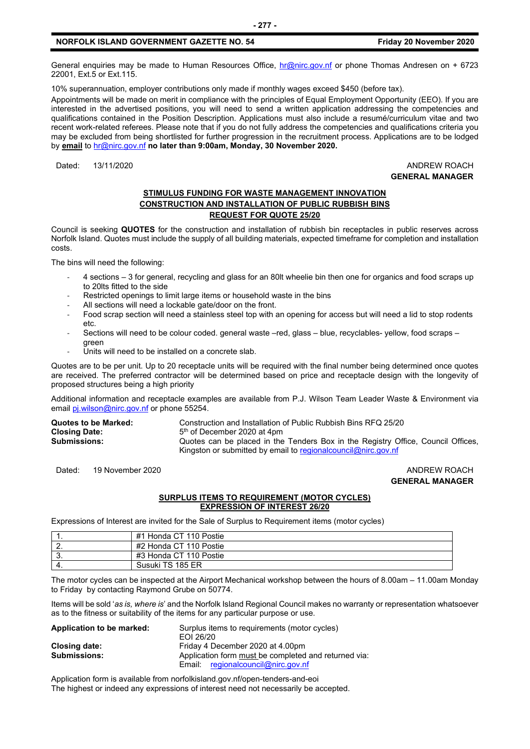General enquiries may be made to Human Resources Office, hr@nirc.gov.nf or phone Thomas Andresen on + 6723 22001, Ext.5 or Ext.115.

10% superannuation, employer contributions only made if monthly wages exceed $450 (before tax).

Appointments will be made on merit in compliance with the principles of Equal Employment Opportunity (EEO). If you are interested in the advertised positions, you will need to send a written application addressing the competencies and qualifications contained in the Position Description. Applications must also include a resumé/curriculum vitae and two recent work-related referees. Please note that if you do not fully address the competencies and qualifications criteria you may be excluded from being shortlisted for further progression in the recruitment process. Applications are to be lodged by **email** to hr@nirc.gov.nf **no later than 9:00am, Monday, 30 November 2020.**

Dated: 13/11/2020

ANDREW ROACH
**GENERAL MANAGER**

## STIMULUS FUNDING FOR WASTE MANAGEMENT INNOVATION
## CONSTRUCTION AND INSTALLATION OF PUBLIC RUBBISH BINS
## REQUEST FOR QUOTE 25/20

Council is seeking **QUOTES** for the construction and installation of rubbish bin receptacles in public reserves across Norfolk Island. Quotes must include the supply of all building materials, expected timeframe for completion and installation costs.

The bins will need the following:

- 4 sections – 3 for general, recycling and glass for an 80lt wheelie bin then one for organics and food scraps up to 20lts fitted to the side
- Restricted openings to limit large items or household waste in the bins
- All sections will need a lockable gate/door on the front.
- Food scrap section will need a stainless steel top with an opening for access but will need a lid to stop rodents etc.
- Sections will need to be colour coded. general waste –red, glass – blue, recyclables- yellow, food scraps – green
- Units will need to be installed on a concrete slab.

Quotes are to be per unit. Up to 20 receptacle units will be required with the final number being determined once quotes are received. The preferred contractor will be determined based on price and receptacle design with the longevity of proposed structures being a high priority

Additional information and receptacle examples are available from P.J. Wilson Team Leader Waste & Environment via email pj.wilson@nirc.gov.nf or phone 55254.

**Quotes to be Marked:** Construction and Installation of Public Rubbish Bins RFQ 25/20
**Closing Date:** 5th of December 2020 at 4pm
**Submissions:** Quotes can be placed in the Tenders Box in the Registry Office, Council Offices, Kingston or submitted by email to regionalcouncil@nirc.gov.nf

Dated: 19 November 2020

ANDREW ROACH
**GENERAL MANAGER**

## SURPLUS ITEMS TO REQUIREMENT (MOTOR CYCLES)
## EXPRESSION OF INTEREST 26/20

Expressions of Interest are invited for the Sale of Surplus to Requirement items (motor cycles)

| | |
|---|---|
| 1. | #1 Honda CT 110 Postie |
| 2. | #2 Honda CT 110 Postie |
| 3. | #3 Honda CT 110 Postie |
| 4. | Susuki TS 185 ER |

The motor cycles can be inspected at the Airport Mechanical workshop between the hours of 8.00am – 11.00am Monday to Friday by contacting Raymond Grube on 50774.

Items will be sold '*as is, where is*' and the Norfolk Island Regional Council makes no warranty or representation whatsoever as to the fitness or suitability of the items for any particular purpose or use.

**Application to be marked:** Surplus items to requirements (motor cycles) EOI 26/20
**Closing date:** Friday 4 December 2020 at 4.00pm
**Submissions:** Application form must be completed and returned via: Email: regionalcouncil@nirc.gov.nf

Application form is available from norfolkisland.gov.nf/open-tenders-and-eoi
The highest or indeed any expressions of interest need not necessarily be accepted.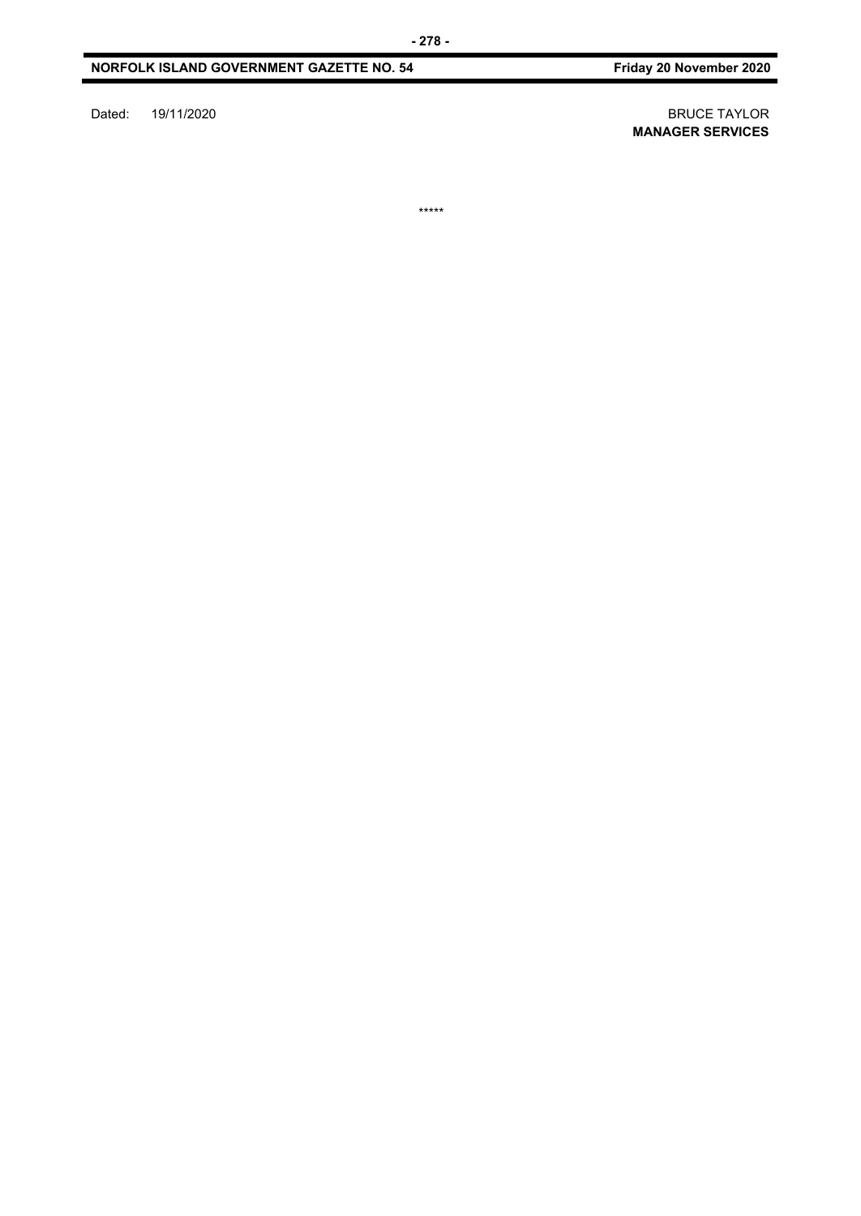Dated: 19/11/2020

BRUCE TAYLOR
**MANAGER SERVICES**

*****